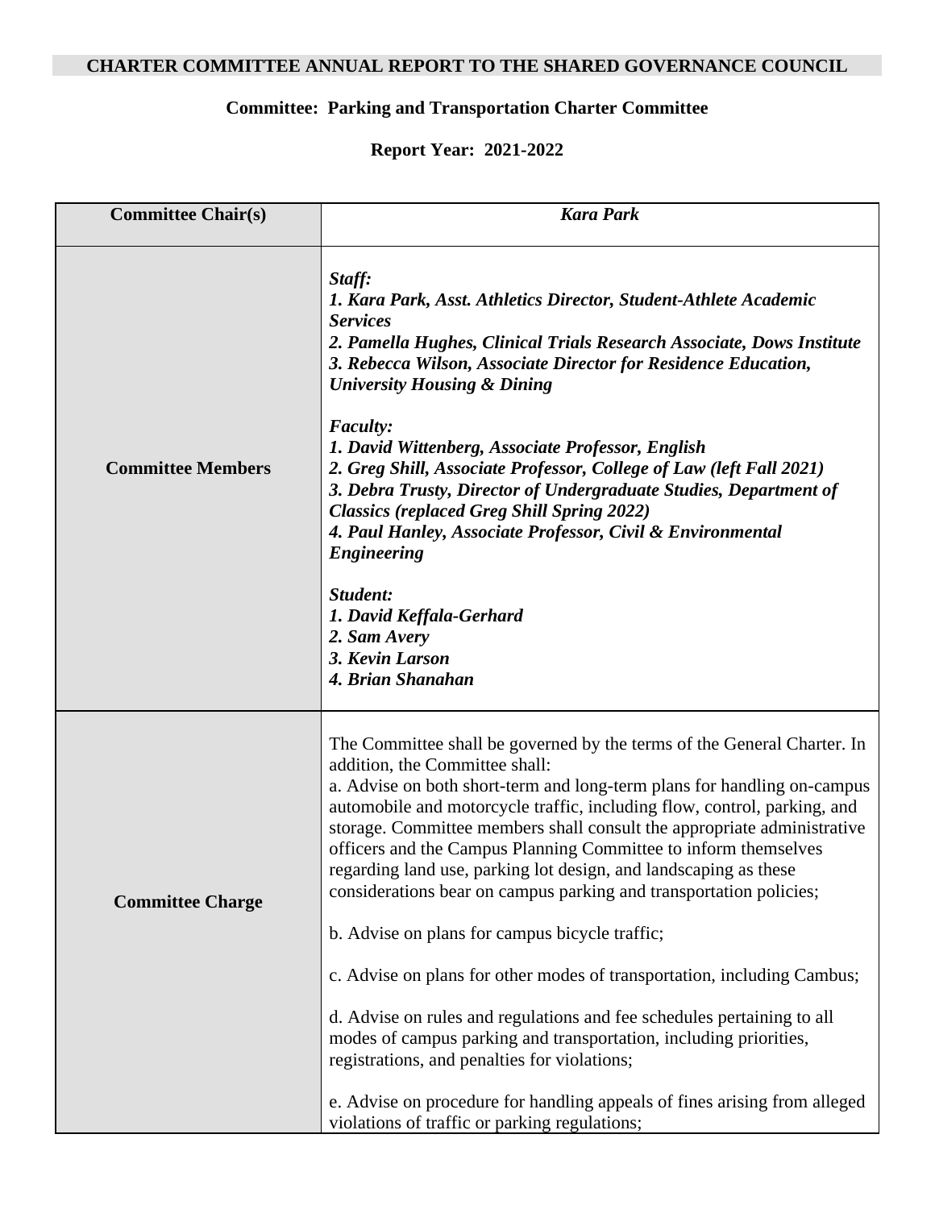**CHARTER COMMITTEE ANNUAL REPORT TO THE SHARED GOVERNANCE COUNCIL**

**Committee: Parking and Transportation Charter Committee**

**Report Year: 2021-2022**

| **Committee Chair(s)** | ***Kara Park*** |
|---|---|
| **Committee Members** | ***Staff:***<br>***1. Kara Park, Asst. Athletics Director, Student-Athlete Academic Services***<br>***2. Pamella Hughes, Clinical Trials Research Associate, Dows Institute***<br>***3. Rebecca Wilson, Associate Director for Residence Education, University Housing & Dining***<br><br>***Faculty:***<br>***1. David Wittenberg, Associate Professor, English***<br>***2. Greg Shill, Associate Professor, College of Law (left Fall 2021)***<br>***3. Debra Trusty, Director of Undergraduate Studies, Department of Classics (replaced Greg Shill Spring 2022)***<br>***4. Paul Hanley, Associate Professor, Civil & Environmental Engineering***<br><br>***Student:***<br>***1. David Keffala-Gerhard***<br>***2. Sam Avery***<br>***3. Kevin Larson***<br>***4. Brian Shanahan*** |
| **Committee Charge** | The Committee shall be governed by the terms of the General Charter. In addition, the Committee shall:<br>a. Advise on both short-term and long-term plans for handling on-campus automobile and motorcycle traffic, including flow, control, parking, and storage. Committee members shall consult the appropriate administrative officers and the Campus Planning Committee to inform themselves regarding land use, parking lot design, and landscaping as these considerations bear on campus parking and transportation policies;<br><br>b. Advise on plans for campus bicycle traffic;<br><br>c. Advise on plans for other modes of transportation, including Cambus;<br><br>d. Advise on rules and regulations and fee schedules pertaining to all modes of campus parking and transportation, including priorities, registrations, and penalties for violations;<br><br>e. Advise on procedure for handling appeals of fines arising from alleged violations of traffic or parking regulations; |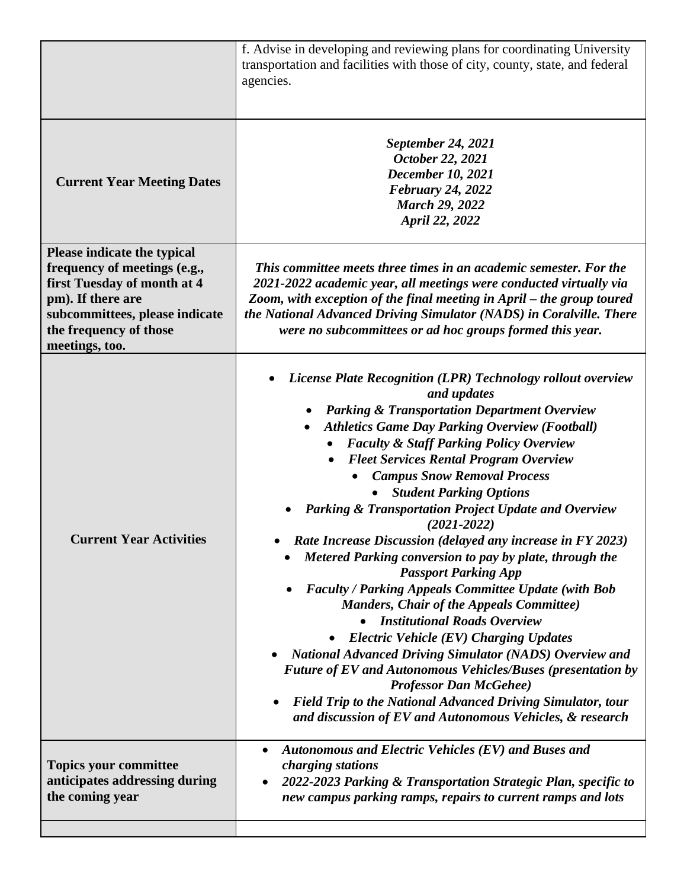| | |
|---|---|
| | f. Advise in developing and reviewing plans for coordinating University transportation and facilities with those of city, county, state, and federal agencies. |
| **Current Year Meeting Dates** | ***September 24, 2021***<br>***October 22, 2021***<br>***December 10, 2021***<br>***February 24, 2022***<br>***March 29, 2022***<br>***April 22, 2022*** |
| **Please indicate the typical frequency of meetings (e.g., first Tuesday of month at 4 pm). If there are subcommittees, please indicate the frequency of those meetings, too.** | ***This committee meets three times in an academic semester. For the 2021-2022 academic year, all meetings were conducted virtually via Zoom, with exception of the final meeting in April – the group toured the National Advanced Driving Simulator (NADS) in Coralville. There were no subcommittees or ad hoc groups formed this year.*** |
| **Current Year Activities** | • ***License Plate Recognition (LPR) Technology rollout overview and updates***<br>• ***Parking & Transportation Department Overview***<br>• ***Athletics Game Day Parking Overview (Football)***<br>• ***Faculty & Staff Parking Policy Overview***<br>• ***Fleet Services Rental Program Overview***<br>• ***Campus Snow Removal Process***<br>• ***Student Parking Options***<br>• ***Parking & Transportation Project Update and Overview (2021-2022)***<br>• ***Rate Increase Discussion (delayed any increase in FY 2023)***<br>• ***Metered Parking conversion to pay by plate, through the Passport Parking App***<br>• ***Faculty / Parking Appeals Committee Update (with Bob Manders, Chair of the Appeals Committee)***<br>• ***Institutional Roads Overview***<br>• ***Electric Vehicle (EV) Charging Updates***<br>• ***National Advanced Driving Simulator (NADS) Overview and Future of EV and Autonomous Vehicles/Buses (presentation by Professor Dan McGehee)***<br>• ***Field Trip to the National Advanced Driving Simulator, tour and discussion of EV and Autonomous Vehicles, & research*** |
| **Topics your committee anticipates addressing during the coming year** | • ***Autonomous and Electric Vehicles (EV) and Buses and charging stations***<br>• ***2022-2023 Parking & Transportation Strategic Plan, specific to new campus parking ramps, repairs to current ramps and lots*** |
| | |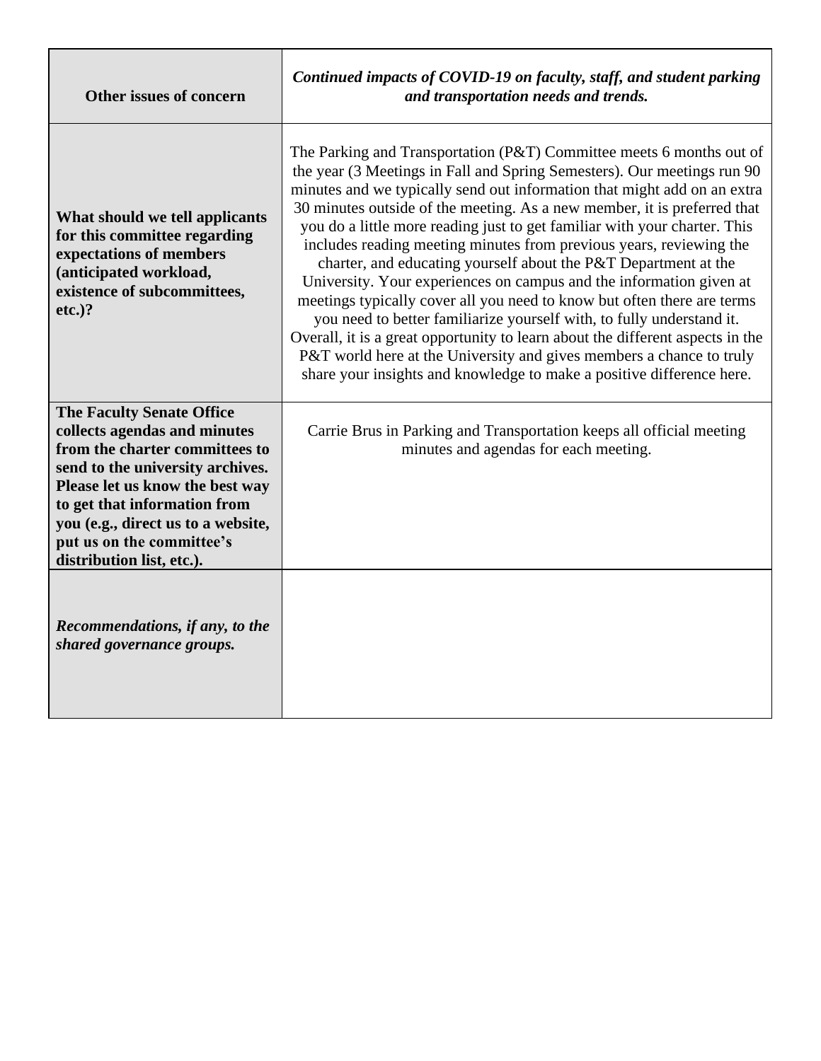| | |
|---|---|
| **Other issues of concern** | ***Continued impacts of COVID-19 on faculty, staff, and student parking and transportation needs and trends.*** |
| **What should we tell applicants for this committee regarding expectations of members (anticipated workload, existence of subcommittees, etc.)?** | The Parking and Transportation (P&T) Committee meets 6 months out of the year (3 Meetings in Fall and Spring Semesters). Our meetings run 90 minutes and we typically send out information that might add on an extra 30 minutes outside of the meeting. As a new member, it is preferred that you do a little more reading just to get familiar with your charter. This includes reading meeting minutes from previous years, reviewing the charter, and educating yourself about the P&T Department at the University. Your experiences on campus and the information given at meetings typically cover all you need to know but often there are terms you need to better familiarize yourself with, to fully understand it. Overall, it is a great opportunity to learn about the different aspects in the P&T world here at the University and gives members a chance to truly share your insights and knowledge to make a positive difference here. |
| **The Faculty Senate Office collects agendas and minutes from the charter committees to send to the university archives. Please let us know the best way to get that information from you (e.g., direct us to a website, put us on the committee's distribution list, etc.).** | Carrie Brus in Parking and Transportation keeps all official meeting minutes and agendas for each meeting. |
| ***Recommendations, if any, to the shared governance groups.*** | |